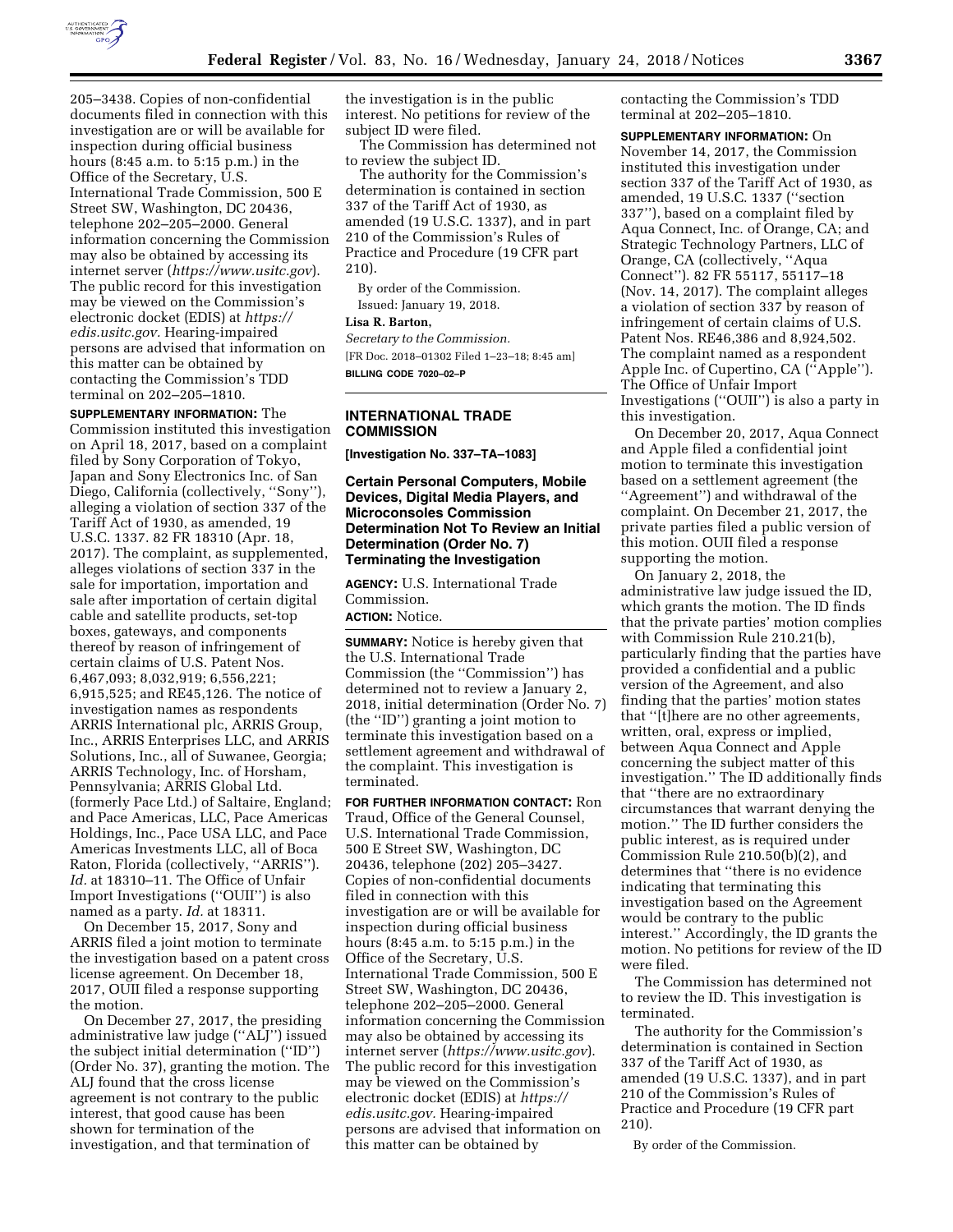205–3438. Copies of non-confidential documents filed in connection with this investigation are or will be available for inspection during official business hours (8:45 a.m. to 5:15 p.m.) in the Office of the Secretary, U.S. International Trade Commission, 500 E Street SW, Washington, DC 20436, telephone 202–205–2000. General information concerning the Commission may also be obtained by accessing its internet server (*https://www.usitc.gov*). The public record for this investigation may be viewed on the Commission's electronic docket (EDIS) at *https://edis.usitc.gov.* Hearing-impaired persons are advised that information on this matter can be obtained by contacting the Commission's TDD terminal on 202–205–1810.

**SUPPLEMENTARY INFORMATION:** The Commission instituted this investigation on April 18, 2017, based on a complaint filed by Sony Corporation of Tokyo, Japan and Sony Electronics Inc. of San Diego, California (collectively, ''Sony''), alleging a violation of section 337 of the Tariff Act of 1930, as amended, 19 U.S.C. 1337. 82 FR 18310 (Apr. 18, 2017). The complaint, as supplemented, alleges violations of section 337 in the sale for importation, importation and sale after importation of certain digital cable and satellite products, set-top boxes, gateways, and components thereof by reason of infringement of certain claims of U.S. Patent Nos. 6,467,093; 8,032,919; 6,556,221; 6,915,525; and RE45,126. The notice of investigation names as respondents ARRIS International plc, ARRIS Group, Inc., ARRIS Enterprises LLC, and ARRIS Solutions, Inc., all of Suwanee, Georgia; ARRIS Technology, Inc. of Horsham, Pennsylvania; ARRIS Global Ltd. (formerly Pace Ltd.) of Saltaire, England; and Pace Americas, LLC, Pace Americas Holdings, Inc., Pace USA LLC, and Pace Americas Investments LLC, all of Boca Raton, Florida (collectively, ''ARRIS''). *Id.* at 18310–11. The Office of Unfair Import Investigations (''OUII'') is also named as a party. *Id.* at 18311.

On December 15, 2017, Sony and ARRIS filed a joint motion to terminate the investigation based on a patent cross license agreement. On December 18, 2017, OUII filed a response supporting the motion.

On December 27, 2017, the presiding administrative law judge (''ALJ'') issued the subject initial determination (''ID'') (Order No. 37), granting the motion. The ALJ found that the cross license agreement is not contrary to the public interest, that good cause has been shown for termination of the investigation, and that termination of the investigation is in the public interest. No petitions for review of the subject ID were filed.

The Commission has determined not to review the subject ID.

The authority for the Commission's determination is contained in section 337 of the Tariff Act of 1930, as amended (19 U.S.C. 1337), and in part 210 of the Commission's Rules of Practice and Procedure (19 CFR part 210).

By order of the Commission.

Issued: January 19, 2018.

**Lisa R. Barton,**

*Secretary to the Commission.*

[FR Doc. 2018–01302 Filed 1–23–18; 8:45 am]

**BILLING CODE 7020–02–P**

---

## INTERNATIONAL TRADE COMMISSION

**[Investigation No. 337–TA–1083]**

### Certain Personal Computers, Mobile Devices, Digital Media Players, and Microconsoles Commission Determination Not To Review an Initial Determination (Order No. 7) Terminating the Investigation

**AGENCY:** U.S. International Trade Commission.

**ACTION:** Notice.

**SUMMARY:** Notice is hereby given that the U.S. International Trade Commission (the ''Commission'') has determined not to review a January 2, 2018, initial determination (Order No. 7) (the ''ID'') granting a joint motion to terminate this investigation based on a settlement agreement and withdrawal of the complaint. This investigation is terminated.

**FOR FURTHER INFORMATION CONTACT:** Ron Traud, Office of the General Counsel, U.S. International Trade Commission, 500 E Street SW, Washington, DC 20436, telephone (202) 205–3427. Copies of non-confidential documents filed in connection with this investigation are or will be available for inspection during official business hours (8:45 a.m. to 5:15 p.m.) in the Office of the Secretary, U.S. International Trade Commission, 500 E Street SW, Washington, DC 20436, telephone 202–205–2000. General information concerning the Commission may also be obtained by accessing its internet server (*https://www.usitc.gov*). The public record for this investigation may be viewed on the Commission's electronic docket (EDIS) at *https://edis.usitc.gov.* Hearing-impaired persons are advised that information on this matter can be obtained by contacting the Commission's TDD terminal at 202–205–1810.

**SUPPLEMENTARY INFORMATION:** On November 14, 2017, the Commission instituted this investigation under section 337 of the Tariff Act of 1930, as amended, 19 U.S.C. 1337 (''section 337''), based on a complaint filed by Aqua Connect, Inc. of Orange, CA; and Strategic Technology Partners, LLC of Orange, CA (collectively, ''Aqua Connect''). 82 FR 55117, 55117–18 (Nov. 14, 2017). The complaint alleges a violation of section 337 by reason of infringement of certain claims of U.S. Patent Nos. RE46,386 and 8,924,502. The complaint named as a respondent Apple Inc. of Cupertino, CA (''Apple''). The Office of Unfair Import Investigations (''OUII'') is also a party in this investigation.

On December 20, 2017, Aqua Connect and Apple filed a confidential joint motion to terminate this investigation based on a settlement agreement (the ''Agreement'') and withdrawal of the complaint. On December 21, 2017, the private parties filed a public version of this motion. OUII filed a response supporting the motion.

On January 2, 2018, the administrative law judge issued the ID, which grants the motion. The ID finds that the private parties' motion complies with Commission Rule 210.21(b), particularly finding that the parties have provided a confidential and a public version of the Agreement, and also finding that the parties' motion states that ''[t]here are no other agreements, written, oral, express or implied, between Aqua Connect and Apple concerning the subject matter of this investigation.'' The ID additionally finds that ''there are no extraordinary circumstances that warrant denying the motion.'' The ID further considers the public interest, as is required under Commission Rule 210.50(b)(2), and determines that ''there is no evidence indicating that terminating this investigation based on the Agreement would be contrary to the public interest.'' Accordingly, the ID grants the motion. No petitions for review of the ID were filed.

The Commission has determined not to review the ID. This investigation is terminated.

The authority for the Commission's determination is contained in Section 337 of the Tariff Act of 1930, as amended (19 U.S.C. 1337), and in part 210 of the Commission's Rules of Practice and Procedure (19 CFR part 210).

By order of the Commission.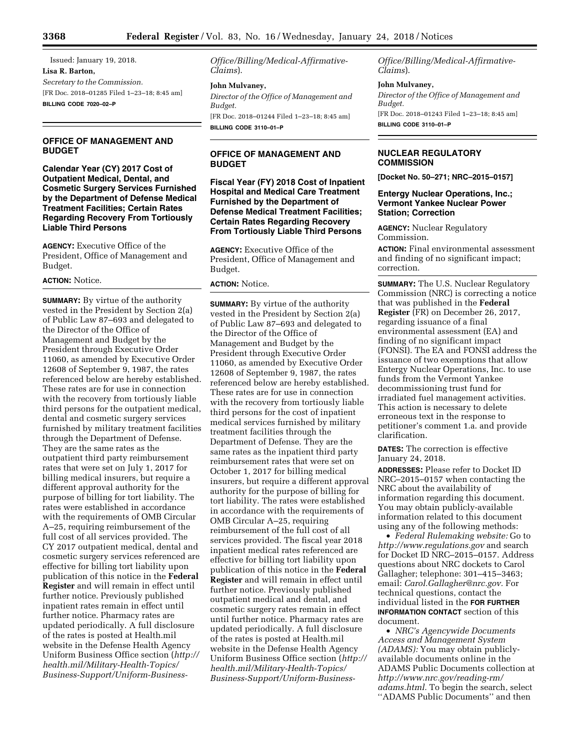Issued: January 19, 2018.

**Lisa R. Barton,**

*Secretary to the Commission.*

[FR Doc. 2018–01285 Filed 1–23–18; 8:45 am]

**BILLING CODE 7020–02–P**

## OFFICE OF MANAGEMENT AND BUDGET

### Calendar Year (CY) 2017 Cost of Outpatient Medical, Dental, and Cosmetic Surgery Services Furnished by the Department of Defense Medical Treatment Facilities; Certain Rates Regarding Recovery From Tortiously Liable Third Persons

**AGENCY:** Executive Office of the President, Office of Management and Budget.

**ACTION:** Notice.

**SUMMARY:** By virtue of the authority vested in the President by Section 2(a) of Public Law 87–693 and delegated to the Director of the Office of Management and Budget by the President through Executive Order 11060, as amended by Executive Order 12608 of September 9, 1987, the rates referenced below are hereby established. These rates are for use in connection with the recovery from tortiously liable third persons for the outpatient medical, dental and cosmetic surgery services furnished by military treatment facilities through the Department of Defense. They are the same rates as the outpatient third party reimbursement rates that were set on July 1, 2017 for billing medical insurers, but require a different approval authority for the purpose of billing for tort liability. The rates were established in accordance with the requirements of OMB Circular A–25, requiring reimbursement of the full cost of all services provided. The CY 2017 outpatient medical, dental and cosmetic surgery services referenced are effective for billing tort liability upon publication of this notice in the **Federal Register** and will remain in effect until further notice. Previously published inpatient rates remain in effect until further notice. Pharmacy rates are updated periodically. A full disclosure of the rates is posted at Health.mil website in the Defense Health Agency Uniform Business Office section (*http://health.mil/Military-Health-Topics/Business-Support/Uniform-Business-Office/Billing/Medical-Affirmative-Claims*).

**John Mulvaney,**

*Director of the Office of Management and Budget.*

[FR Doc. 2018–01244 Filed 1–23–18; 8:45 am]

**BILLING CODE 3110–01–P**

## OFFICE OF MANAGEMENT AND BUDGET

### Fiscal Year (FY) 2018 Cost of Inpatient Hospital and Medical Care Treatment Furnished by the Department of Defense Medical Treatment Facilities; Certain Rates Regarding Recovery From Tortiously Liable Third Persons

**AGENCY:** Executive Office of the President, Office of Management and Budget.

**ACTION:** Notice.

**SUMMARY:** By virtue of the authority vested in the President by Section 2(a) of Public Law 87–693 and delegated to the Director of the Office of Management and Budget by the President through Executive Order 11060, as amended by Executive Order 12608 of September 9, 1987, the rates referenced below are hereby established. These rates are for use in connection with the recovery from tortiously liable third persons for the cost of inpatient medical services furnished by military treatment facilities through the Department of Defense. They are the same rates as the inpatient third party reimbursement rates that were set on October 1, 2017 for billing medical insurers, but require a different approval authority for the purpose of billing for tort liability. The rates were established in accordance with the requirements of OMB Circular A–25, requiring reimbursement of the full cost of all services provided. The fiscal year 2018 inpatient medical rates referenced are effective for billing tort liability upon publication of this notice in the **Federal Register** and will remain in effect until further notice. Previously published outpatient medical and dental, and cosmetic surgery rates remain in effect until further notice. Pharmacy rates are updated periodically. A full disclosure of the rates is posted at Health.mil website in the Defense Health Agency Uniform Business Office section (*http://health.mil/Military-Health-Topics/Business-Support/Uniform-Business-Office/Billing/Medical-Affirmative-Claims*).

**John Mulvaney,**

*Director of the Office of Management and Budget.*

[FR Doc. 2018–01243 Filed 1–23–18; 8:45 am]

**BILLING CODE 3110–01–P**

## NUCLEAR REGULATORY COMMISSION

**[Docket No. 50–271; NRC–2015–0157]**

### Entergy Nuclear Operations, Inc.; Vermont Yankee Nuclear Power Station; Correction

**AGENCY:** Nuclear Regulatory Commission.

**ACTION:** Final environmental assessment and finding of no significant impact; correction.

**SUMMARY:** The U.S. Nuclear Regulatory Commission (NRC) is correcting a notice that was published in the **Federal Register** (FR) on December 26, 2017, regarding issuance of a final environmental assessment (EA) and finding of no significant impact (FONSI). The EA and FONSI address the issuance of two exemptions that allow Entergy Nuclear Operations, Inc. to use funds from the Vermont Yankee decommissioning trust fund for irradiated fuel management activities. This action is necessary to delete erroneous text in the response to petitioner's comment 1.a. and provide clarification.

**DATES:** The correction is effective January 24, 2018.

**ADDRESSES:** Please refer to Docket ID NRC–2015–0157 when contacting the NRC about the availability of information regarding this document. You may obtain publicly-available information related to this document using any of the following methods:

- *Federal Rulemaking website:* Go to *http://www.regulations.gov* and search for Docket ID NRC–2015–0157. Address questions about NRC dockets to Carol Gallagher; telephone: 301–415–3463; email: *Carol.Gallagher@nrc.gov*. For technical questions, contact the individual listed in the **FOR FURTHER INFORMATION CONTACT** section of this document.
- *NRC's Agencywide Documents Access and Management System (ADAMS):* You may obtain publicly-available documents online in the ADAMS Public Documents collection at *http://www.nrc.gov/reading-rm/adams.html*. To begin the search, select ''ADAMS Public Documents'' and then